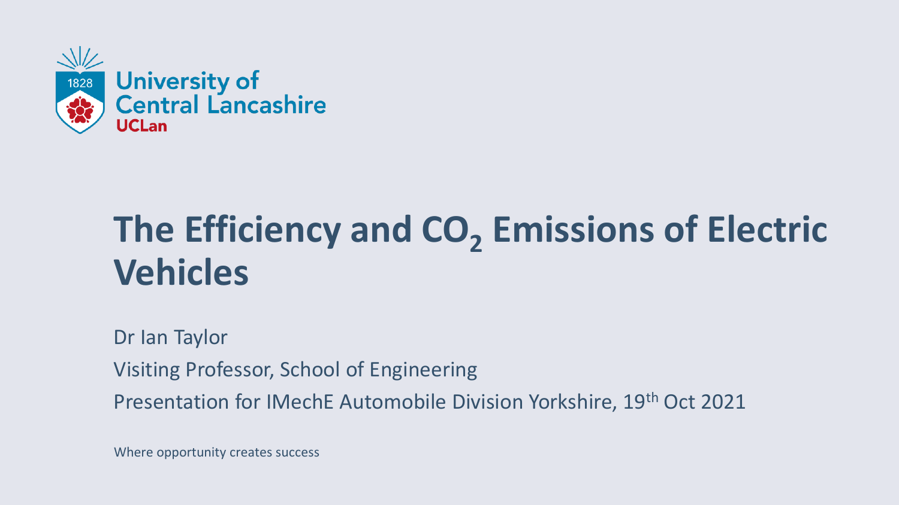University of Central Lancashire

UCLan

# The Efficiency and $CO_2$ Emissions of Electric Vehicles

Dr Ian Taylor

Visiting Professor, School of Engineering

Presentation for IMechE Automobile Division Yorkshire, 19th Oct 2021

Where opportunity creates success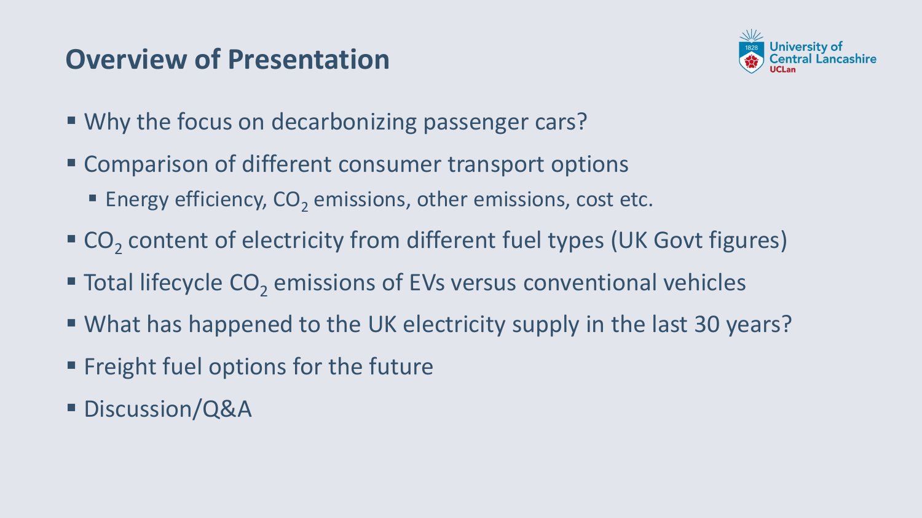## Overview of Presentation

- Why the focus on decarbonizing passenger cars?
- Comparison of different consumer transport options
  - Energy efficiency, $CO_2$ emissions, other emissions, cost etc.
- $CO_2$ content of electricity from different fuel types (UK Govt figures)
- Total lifecycle $CO_2$ emissions of EVs versus conventional vehicles
- What has happened to the UK electricity supply in the last 30 years?
- Freight fuel options for the future
- Discussion/Q&A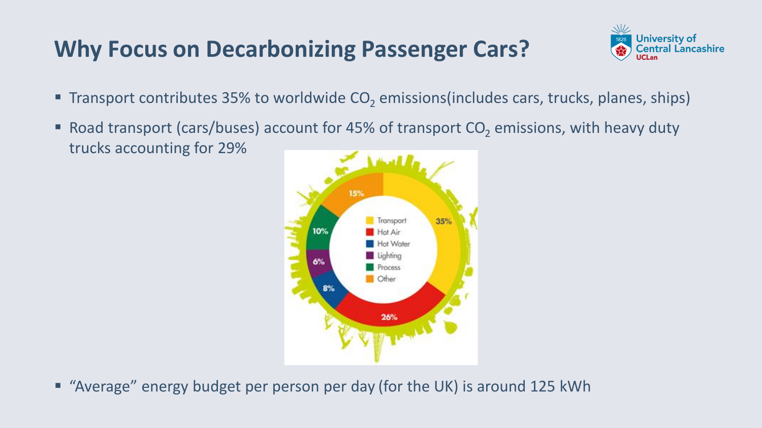# Why Focus on Decarbonizing Passenger Cars?

- Transport contributes 35% to worldwide $CO_2$ emissions(includes cars, trucks, planes, ships)
- Road transport (cars/buses) account for 45% of transport $CO_2$ emissions, with heavy duty trucks accounting for 29%
- "Average" energy budget per person per day (for the UK) is around 125 kWh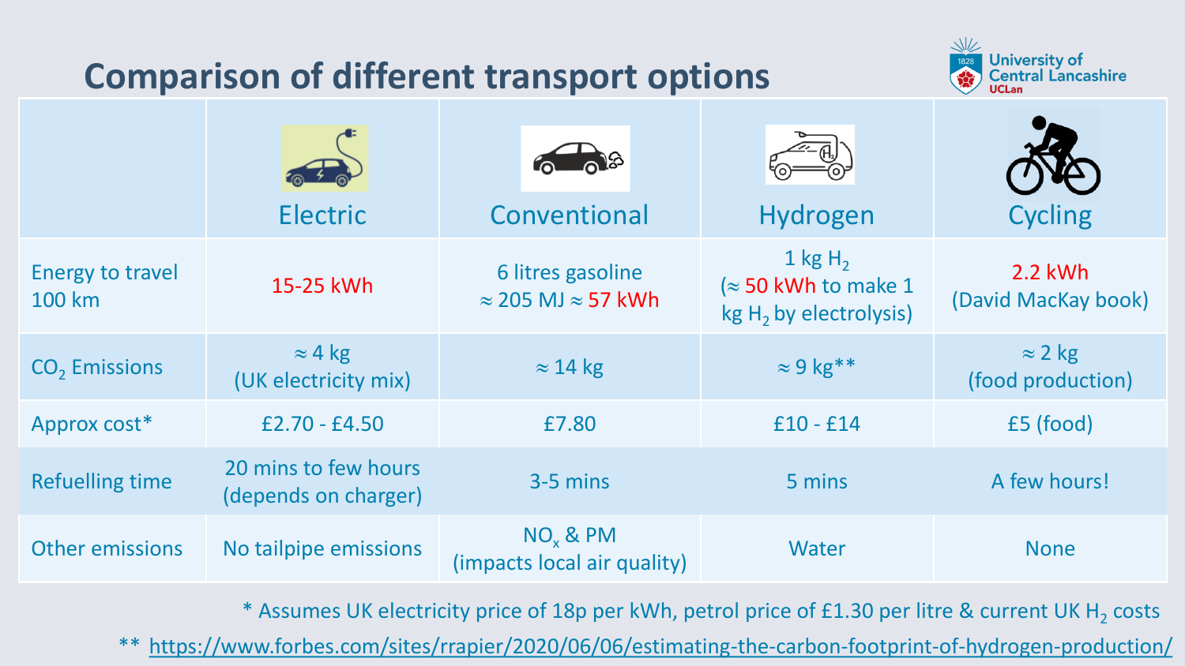# Comparison of different transport options

| | Electric | Conventional | Hydrogen | Cycling |
|---|---|---|---|---|
| Energy to travel 100 km | 15-25 kWh | 6 litres gasoline $\approx$ 205 MJ $\approx$ 57 kWh | 1 kg $H_2$ ($\approx$ 50 kWh to make 1 kg $H_2$ by electrolysis) | 2.2 kWh (David MacKay book) |
| $CO_2$ Emissions | $\approx$ 4 kg (UK electricity mix) | $\approx$ 14 kg | $\approx$ 9 kg** | $\approx$ 2 kg (food production) |
| Approx cost* | £2.70 - £4.50 | £7.80 | £10 - £14 | £5 (food) |
| Refuelling time | 20 mins to few hours (depends on charger) | 3-5 mins | 5 mins | A few hours! |
| Other emissions | No tailpipe emissions | $NO_x$ & PM (impacts local air quality) | Water | None |

* Assumes UK electricity price of 18p per kWh, petrol price of £1.30 per litre & current UK $H_2$ costs

** https://www.forbes.com/sites/rrapier/2020/06/06/estimating-the-carbon-footprint-of-hydrogen-production/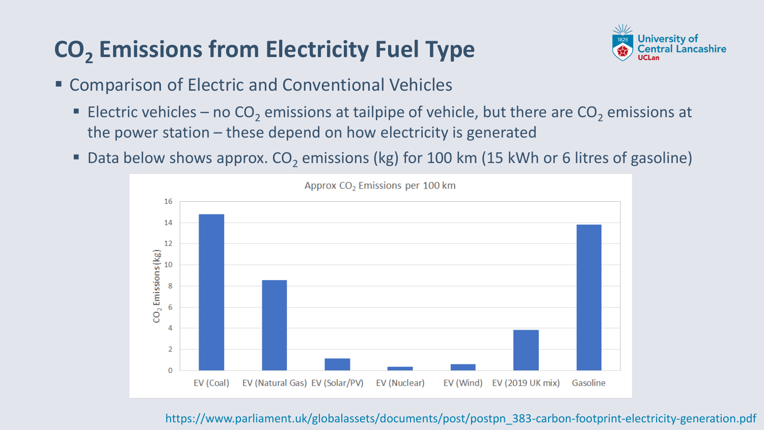# $CO_2$ Emissions from Electricity Fuel Type

- Comparison of Electric and Conventional Vehicles
  - Electric vehicles – no $CO_2$ emissions at tailpipe of vehicle, but there are $CO_2$ emissions at the power station – these depend on how electricity is generated
  - Data below shows approx. $CO_2$ emissions (kg) for 100 km (15 kWh or 6 litres of gasoline)

Approx $CO_2$ Emissions per 100 km

| | $CO_2$ Emissions (kg) |
|---|---|
| EV (Coal) | ~14.8 |
| EV (Natural Gas) | ~8.6 |
| EV (Solar/PV) | ~1.1 |
| EV (Nuclear) | ~0.3 |
| EV (Wind) | ~0.6 |
| EV (2019 UK mix) | ~3.8 |
| Gasoline | ~13.8 |

https://www.parliament.uk/globalassets/documents/post/postpn_383-carbon-footprint-electricity-generation.pdf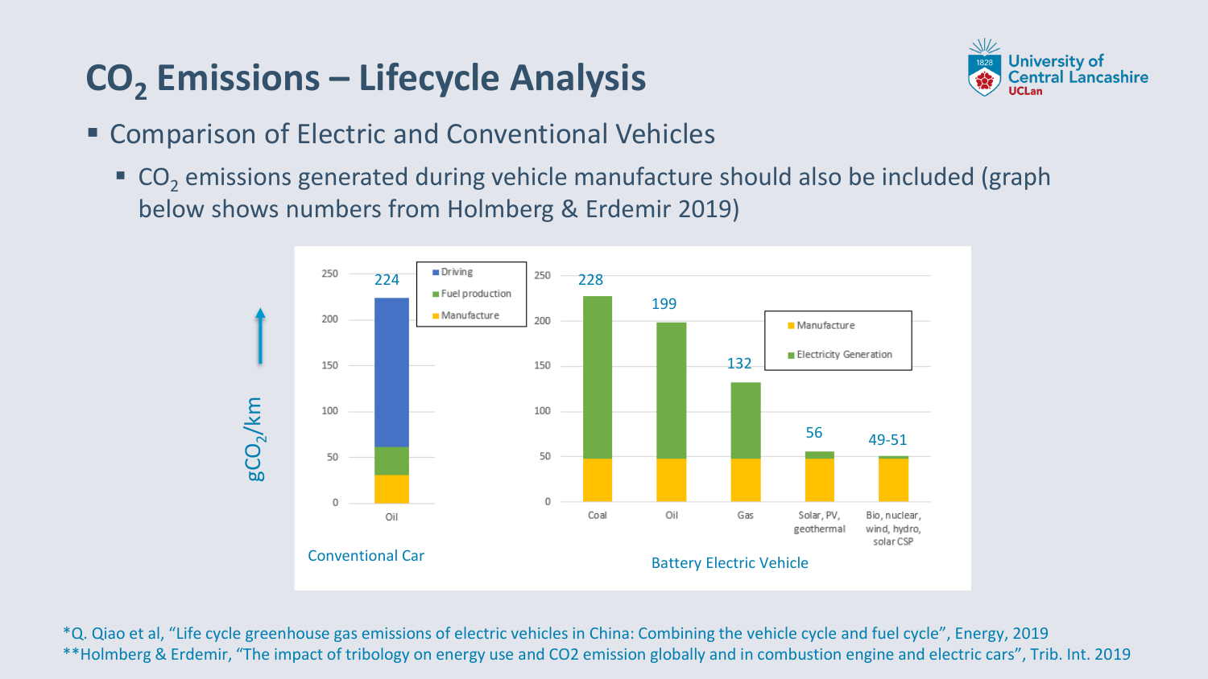# $CO_2$ Emissions – Lifecycle Analysis

- Comparison of Electric and Conventional Vehicles
  - $CO_2$ emissions generated during vehicle manufacture should also be included (graph below shows numbers from Holmberg & Erdemir 2019)

$gCO_2/km$

**Conventional Car**

| Fuel | Total | Manufacture | Fuel production | Driving |
| --- | --- | --- | --- | --- |
| Oil | 224 | ~30 | ~30 | ~164 |

**Battery Electric Vehicle**

| Electricity source | Total | Manufacture | Electricity Generation |
| --- | --- | --- | --- |
| Coal | 228 | ~48 | ~180 |
| Oil | 199 | ~48 | ~151 |
| Gas | 132 | ~48 | ~84 |
| Solar, PV, geothermal | 56 | ~48 | ~8 |
| Bio, nuclear, wind, hydro, solar CSP | 49-51 | ~48 | ~1-3 |

*Q. Qiao et al, "Life cycle greenhouse gas emissions of electric vehicles in China: Combining the vehicle cycle and fuel cycle", Energy, 2019

**Holmberg & Erdemir, "The impact of tribology on energy use and CO2 emission globally and in combustion engine and electric cars", Trib. Int. 2019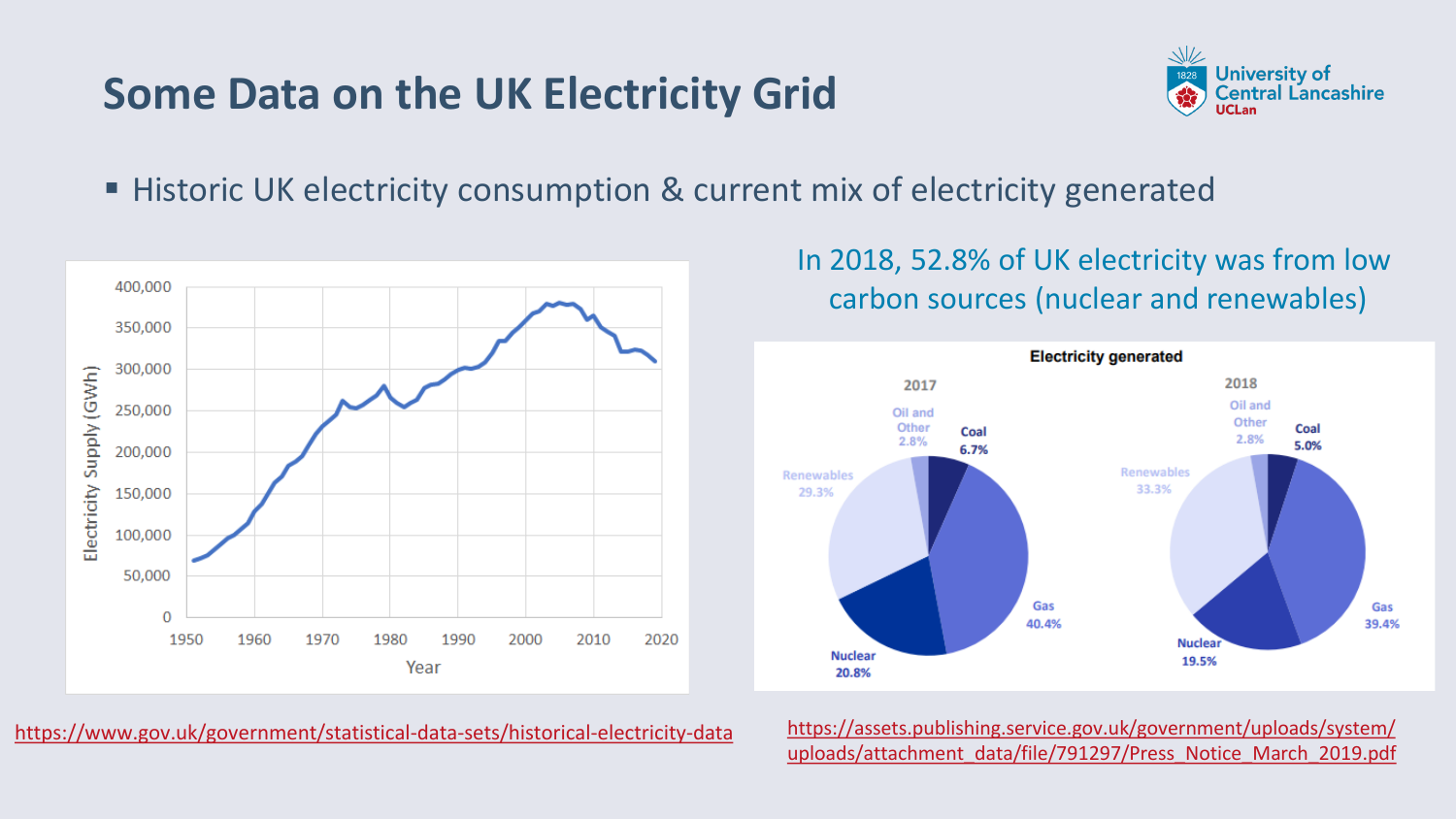# Some Data on the UK Electricity Grid

- Historic UK electricity consumption & current mix of electricity generated

In 2018, 52.8% of UK electricity was from low carbon sources (nuclear and renewables)

https://www.gov.uk/government/statistical-data-sets/historical-electricity-data

https://assets.publishing.service.gov.uk/government/uploads/system/uploads/attachment_data/file/791297/Press_Notice_March_2019.pdf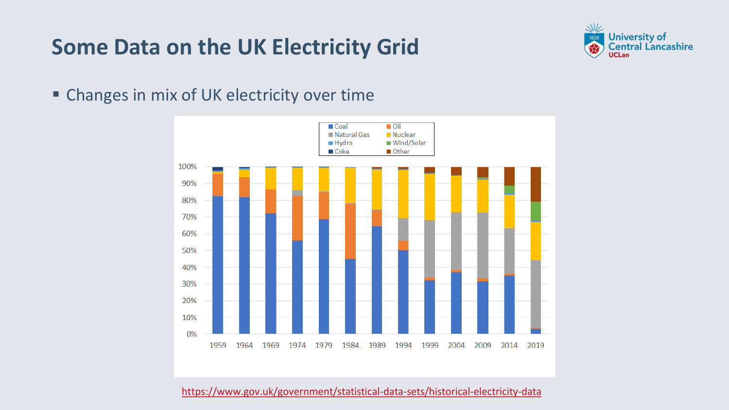# Some Data on the UK Electricity Grid

- Changes in mix of UK electricity over time

https://www.gov.uk/government/statistical-data-sets/historical-electricity-data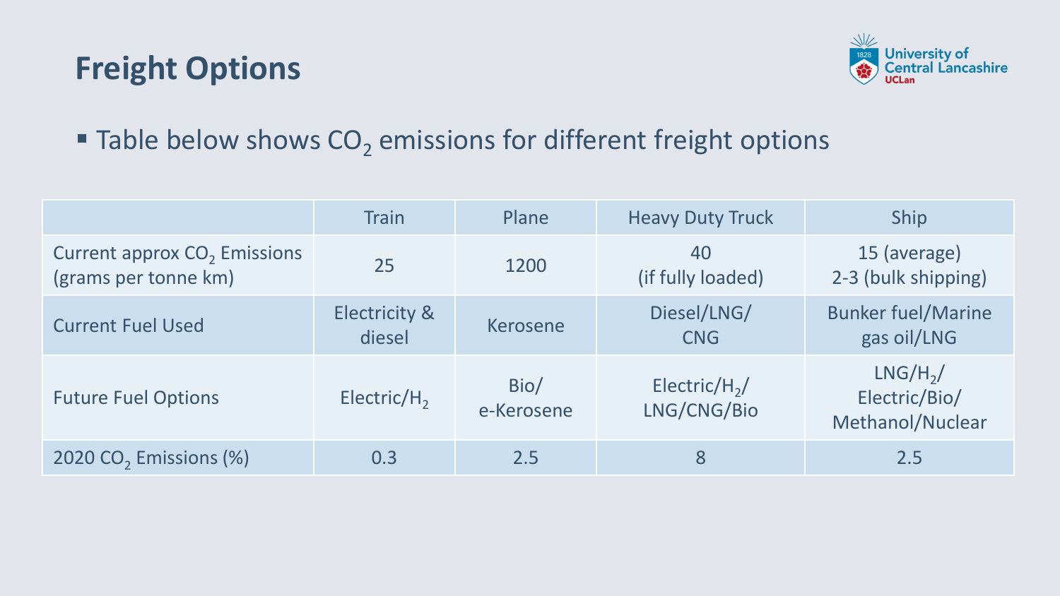# Freight Options

- Table below shows $CO_2$ emissions for different freight options

| | Train | Plane | Heavy Duty Truck | Ship |
|---|---|---|---|---|
| Current approx $CO_2$ Emissions (grams per tonne km) | 25 | 1200 | 40 (if fully loaded) | 15 (average) 2-3 (bulk shipping) |
| Current Fuel Used | Electricity & diesel | Kerosene | Diesel/LNG/ CNG | Bunker fuel/Marine gas oil/LNG |
| Future Fuel Options | Electric/$H_2$ | Bio/ e-Kerosene | Electric/$H_2$/ LNG/CNG/Bio | LNG/$H_2$/ Electric/Bio/ Methanol/Nuclear |
| 2020 $CO_2$ Emissions (%) | 0.3 | 2.5 | 8 | 2.5 |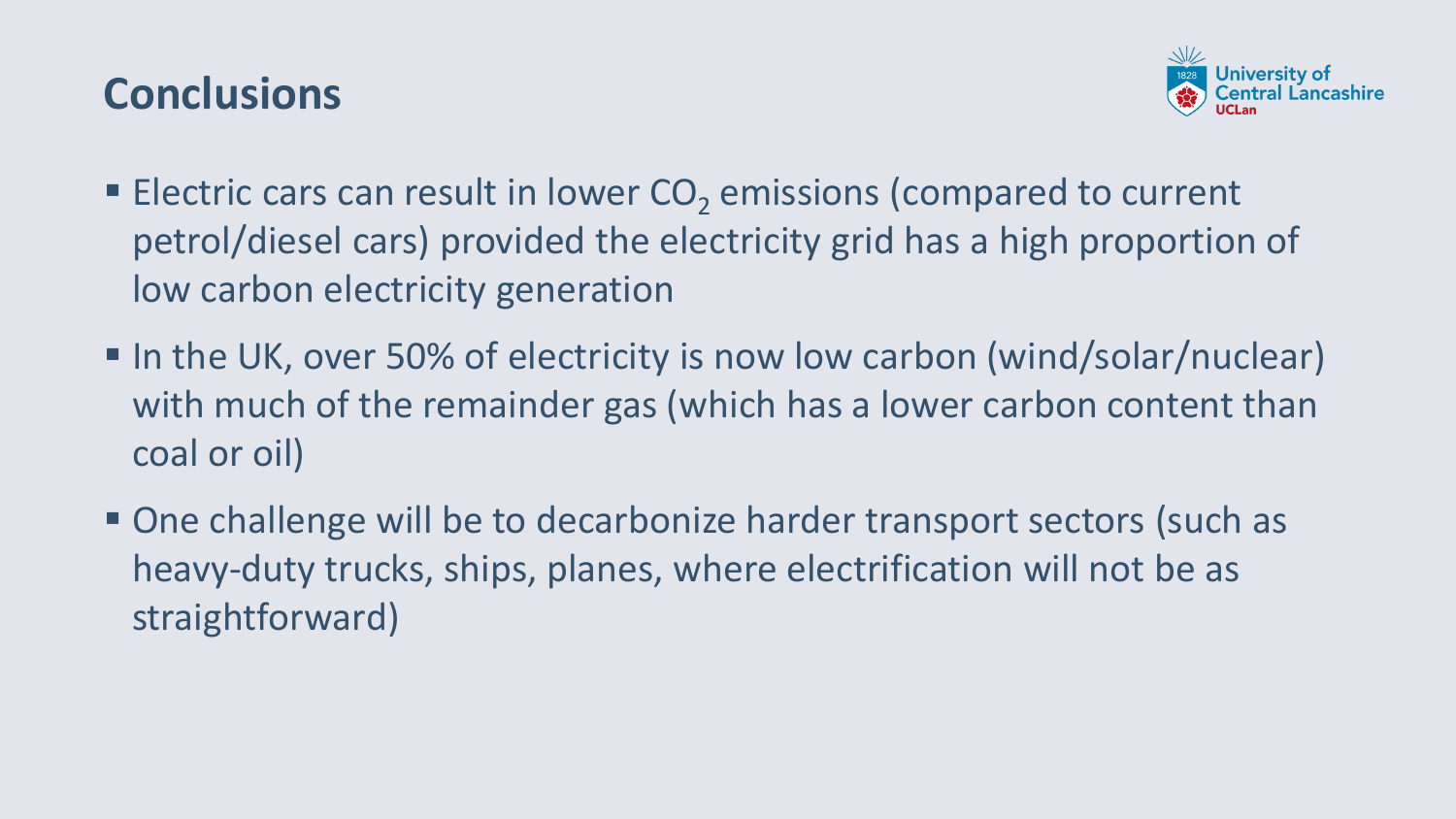# Conclusions

- Electric cars can result in lower $CO_2$ emissions (compared to current petrol/diesel cars) provided the electricity grid has a high proportion of low carbon electricity generation
- In the UK, over 50% of electricity is now low carbon (wind/solar/nuclear) with much of the remainder gas (which has a lower carbon content than coal or oil)
- One challenge will be to decarbonize harder transport sectors (such as heavy-duty trucks, ships, planes, where electrification will not be as straightforward)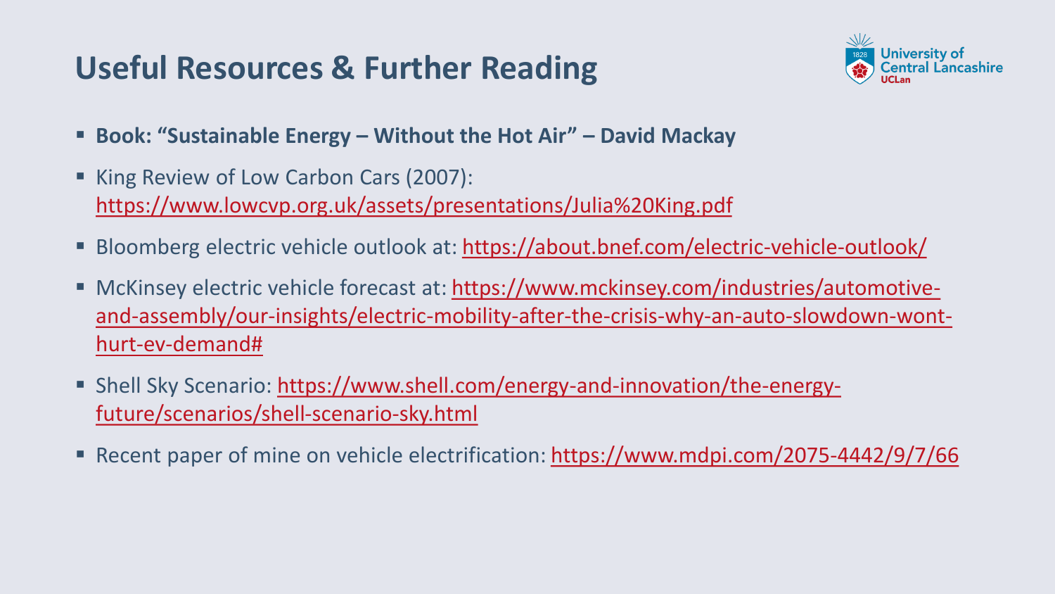## Useful Resources & Further Reading

- **Book: "Sustainable Energy – Without the Hot Air" – David Mackay**
- King Review of Low Carbon Cars (2007): https://www.lowcvp.org.uk/assets/presentations/Julia%20King.pdf
- Bloomberg electric vehicle outlook at: https://about.bnef.com/electric-vehicle-outlook/
- McKinsey electric vehicle forecast at: https://www.mckinsey.com/industries/automotive-and-assembly/our-insights/electric-mobility-after-the-crisis-why-an-auto-slowdown-wont-hurt-ev-demand#
- Shell Sky Scenario: https://www.shell.com/energy-and-innovation/the-energy-future/scenarios/shell-scenario-sky.html
- Recent paper of mine on vehicle electrification: https://www.mdpi.com/2075-4442/9/7/66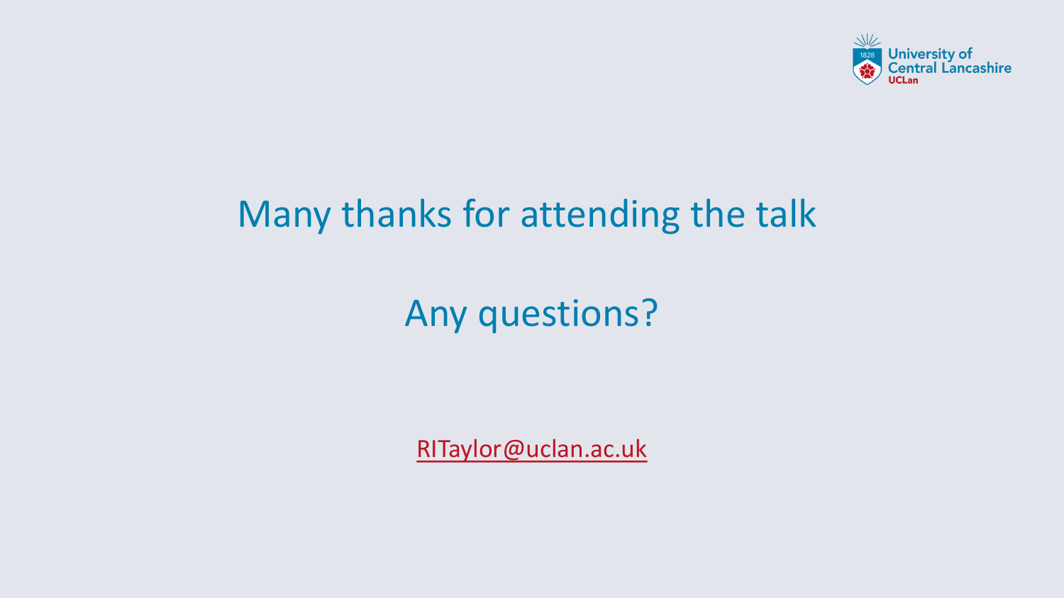University of Central Lancashire
UCLan

# Many thanks for attending the talk

# Any questions?

RITaylor@uclan.ac.uk